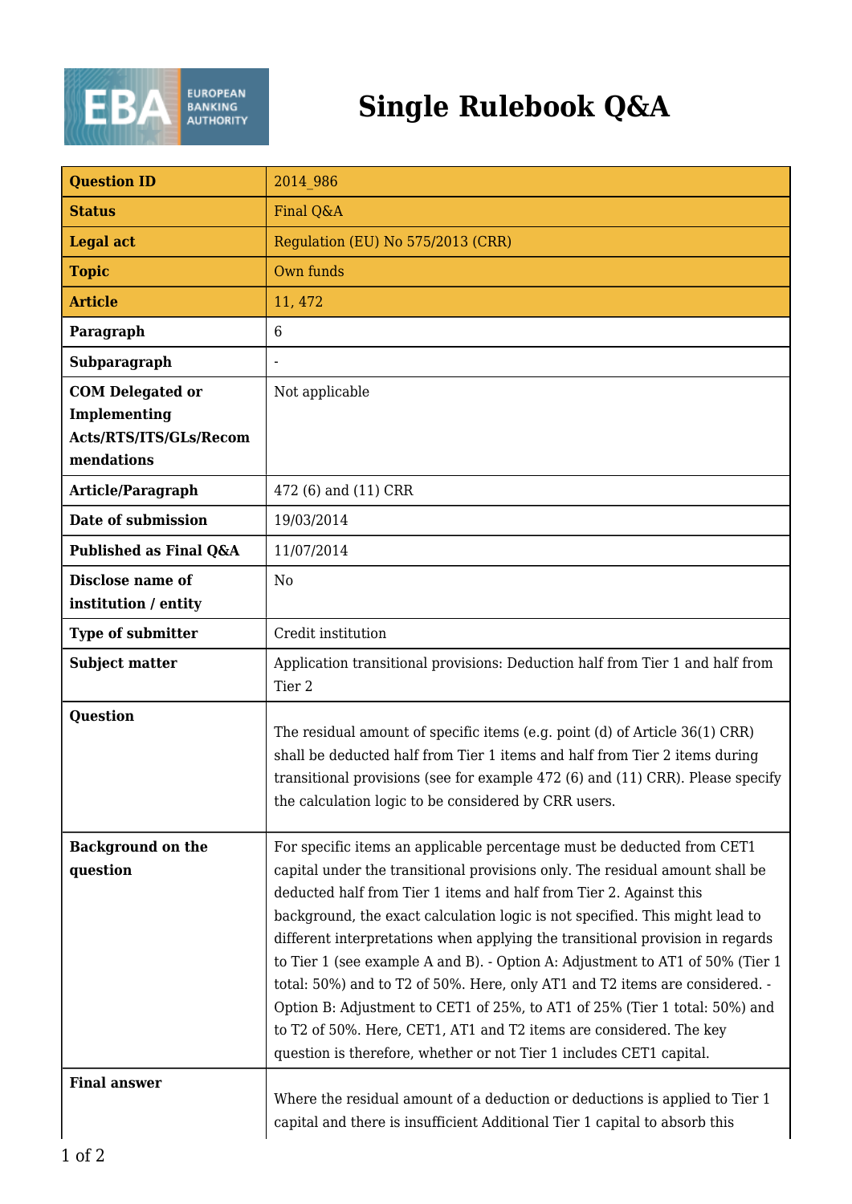# Single Rulebook Q&A

| Question ID | 2014_986 |
|---|---|
| Status | Final Q&A |
| Legal act | Regulation (EU) No 575/2013 (CRR) |
| Topic | Own funds |
| Article | 11, 472 |
| Paragraph | 6 |
| Subparagraph | - |
| COM Delegated or Implementing Acts/RTS/ITS/GLs/Recommendations | Not applicable |
| Article/Paragraph | 472 (6) and (11) CRR |
| Date of submission | 19/03/2014 |
| Published as Final Q&A | 11/07/2014 |
| Disclose name of institution / entity | No |
| Type of submitter | Credit institution |
| Subject matter | Application transitional provisions: Deduction half from Tier 1 and half from Tier 2 |
| Question | The residual amount of specific items (e.g. point (d) of Article 36(1) CRR) shall be deducted half from Tier 1 items and half from Tier 2 items during transitional provisions (see for example 472 (6) and (11) CRR). Please specify the calculation logic to be considered by CRR users. |
| Background on the question | For specific items an applicable percentage must be deducted from CET1 capital under the transitional provisions only. The residual amount shall be deducted half from Tier 1 items and half from Tier 2. Against this background, the exact calculation logic is not specified. This might lead to different interpretations when applying the transitional provision in regards to Tier 1 (see example A and B). - Option A: Adjustment to AT1 of 50% (Tier 1 total: 50%) and to T2 of 50%. Here, only AT1 and T2 items are considered. - Option B: Adjustment to CET1 of 25%, to AT1 of 25% (Tier 1 total: 50%) and to T2 of 50%. Here, CET1, AT1 and T2 items are considered. The key question is therefore, whether or not Tier 1 includes CET1 capital. |
| Final answer | Where the residual amount of a deduction or deductions is applied to Tier 1 capital and there is insufficient Additional Tier 1 capital to absorb this |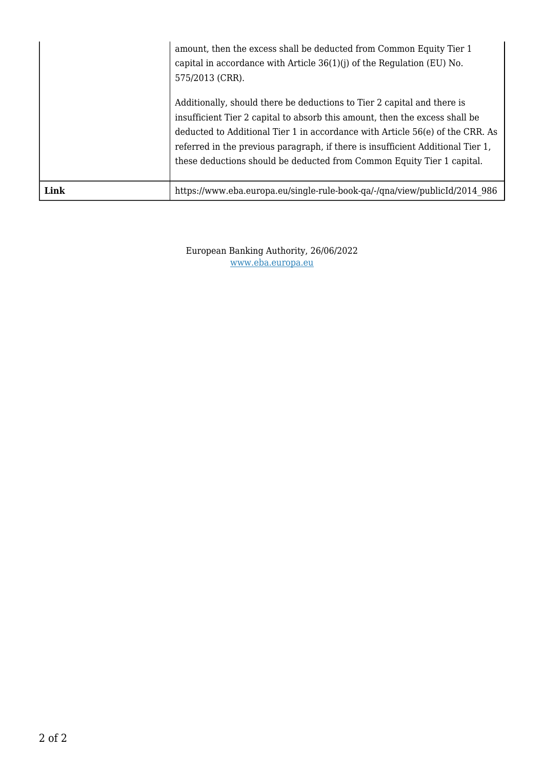| | |
|---|---|
| | amount, then the excess shall be deducted from Common Equity Tier 1 capital in accordance with Article 36(1)(j) of the Regulation (EU) No. 575/2013 (CRR).<br><br>Additionally, should there be deductions to Tier 2 capital and there is insufficient Tier 2 capital to absorb this amount, then the excess shall be deducted to Additional Tier 1 in accordance with Article 56(e) of the CRR. As referred in the previous paragraph, if there is insufficient Additional Tier 1, these deductions should be deducted from Common Equity Tier 1 capital. |
| **Link** | https://www.eba.europa.eu/single-rule-book-qa/-/qna/view/publicId/2014_986 |

European Banking Authority, 26/06/2022
www.eba.europa.eu